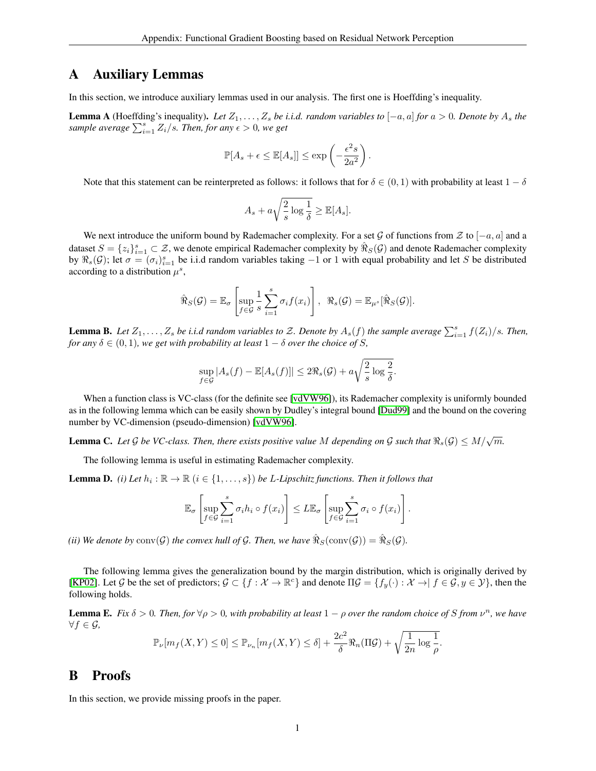# A Auxiliary Lemmas

In this section, we introduce auxiliary lemmas used in our analysis. The first one is Hoeffding's inequality.

**Lemma A** (Hoeffding's inequality)**.** *Let $Z_1, \ldots, Z_s$ be i.i.d. random variables to $[-a, a]$ for $a > 0$. Denote by $A_s$ the sample average $\sum_{i=1}^{s} Z_i / s$. Then, for any $\epsilon > 0$, we get*

$$\mathbb{P}[A_s + \epsilon \le \mathbb{E}[A_s]] \le \exp\left(-\frac{\epsilon^2 s}{2a^2}\right).$$

Note that this statement can be reinterpreted as follows: it follows that for $\delta \in (0,1)$ with probability at least $1-\delta$

$$A_s + a\sqrt{\frac{2}{s}\log\frac{1}{\delta}} \ge \mathbb{E}[A_s].$$

We next introduce the uniform bound by Rademacher complexity. For a set $\mathcal{G}$ of functions from $\mathcal{Z}$ to $[-a, a]$ and a dataset $S = \{z_i\}_{i=1}^{s} \subset \mathcal{Z}$, we denote empirical Rademacher complexity by $\hat{\Re}_S(\mathcal{G})$ and denote Rademacher complexity by $\Re_s(\mathcal{G})$; let $\sigma = (\sigma_i)_{i=1}^{s}$ be i.i.d random variables taking $-1$ or $1$ with equal probability and let $S$ be distributed according to a distribution $\mu^s$,

$$\hat{\Re}_S(\mathcal{G}) = \mathbb{E}_\sigma\left[\sup_{f\in\mathcal{G}} \frac{1}{s}\sum_{i=1}^{s}\sigma_i f(x_i)\right], \ \ \Re_s(\mathcal{G}) = \mathbb{E}_{\mu^s}[\hat{\Re}_S(\mathcal{G})].$$

**Lemma B.** *Let $Z_1, \ldots, Z_s$ be i.i.d random variables to $\mathcal{Z}$. Denote by $A_s(f)$ the sample average $\sum_{i=1}^{s} f(Z_i)/s$. Then, for any $\delta \in (0,1)$, we get with probability at least $1-\delta$ over the choice of $S$,*

$$\sup_{f\in\mathcal{G}} |A_s(f) - \mathbb{E}[A_s(f)]| \le 2\Re_s(\mathcal{G}) + a\sqrt{\frac{2}{s}\log\frac{2}{\delta}}.$$

When a function class is VC-class (for the definite see [vdVW96]), its Rademacher complexity is uniformly bounded as in the following lemma which can be easily shown by Dudley's integral bound [Dud99] and the bound on the covering number by VC-dimension (pseudo-dimension) [vdVW96].

**Lemma C.** *Let $\mathcal{G}$ be VC-class. Then, there exists positive value $M$ depending on $\mathcal{G}$ such that $\Re_s(\mathcal{G}) \le M/\sqrt{m}$.*

The following lemma is useful in estimating Rademacher complexity.

**Lemma D.** *(i) Let $h_i : \mathbb{R} \to \mathbb{R}$ $(i \in \{1, \ldots, s\})$ be $L$-Lipschitz functions. Then it follows that*

$$\mathbb{E}_\sigma\left[\sup_{f\in\mathcal{G}}\sum_{i=1}^{s}\sigma_i h_i \circ f(x_i)\right] \le L\mathbb{E}_\sigma\left[\sup_{f\in\mathcal{G}}\sum_{i=1}^{s}\sigma_i \circ f(x_i)\right].$$

*(ii) We denote by* $\mathrm{conv}(\mathcal{G})$ *the convex hull of $\mathcal{G}$. Then, we have $\hat{\Re}_S(\mathrm{conv}(\mathcal{G})) = \hat{\Re}_S(\mathcal{G})$.*

The following lemma gives the generalization bound by the margin distribution, which is originally derived by [KP02]. Let $\mathcal{G}$ be the set of predictors; $\mathcal{G} \subset \{f : \mathcal{X} \to \mathbb{R}^c\}$ and denote $\Pi\mathcal{G} = \{f_y(\cdot) : \mathcal{X} \to | \ f \in \mathcal{G}, y \in \mathcal{Y}\}$, then the following holds.

**Lemma E.** *Fix $\delta > 0$. Then, for $\forall \rho > 0$, with probability at least $1-\rho$ over the random choice of $S$ from $\nu^n$, we have $\forall f \in \mathcal{G}$,*

$$\mathbb{P}_\nu[m_f(X,Y) \le 0] \le \mathbb{P}_{\nu_n}[m_f(X,Y) \le \delta] + \frac{2c^2}{\delta}\Re_n(\Pi\mathcal{G}) + \sqrt{\frac{1}{2n}\log\frac{1}{\rho}}.$$

# B Proofs

In this section, we provide missing proofs in the paper.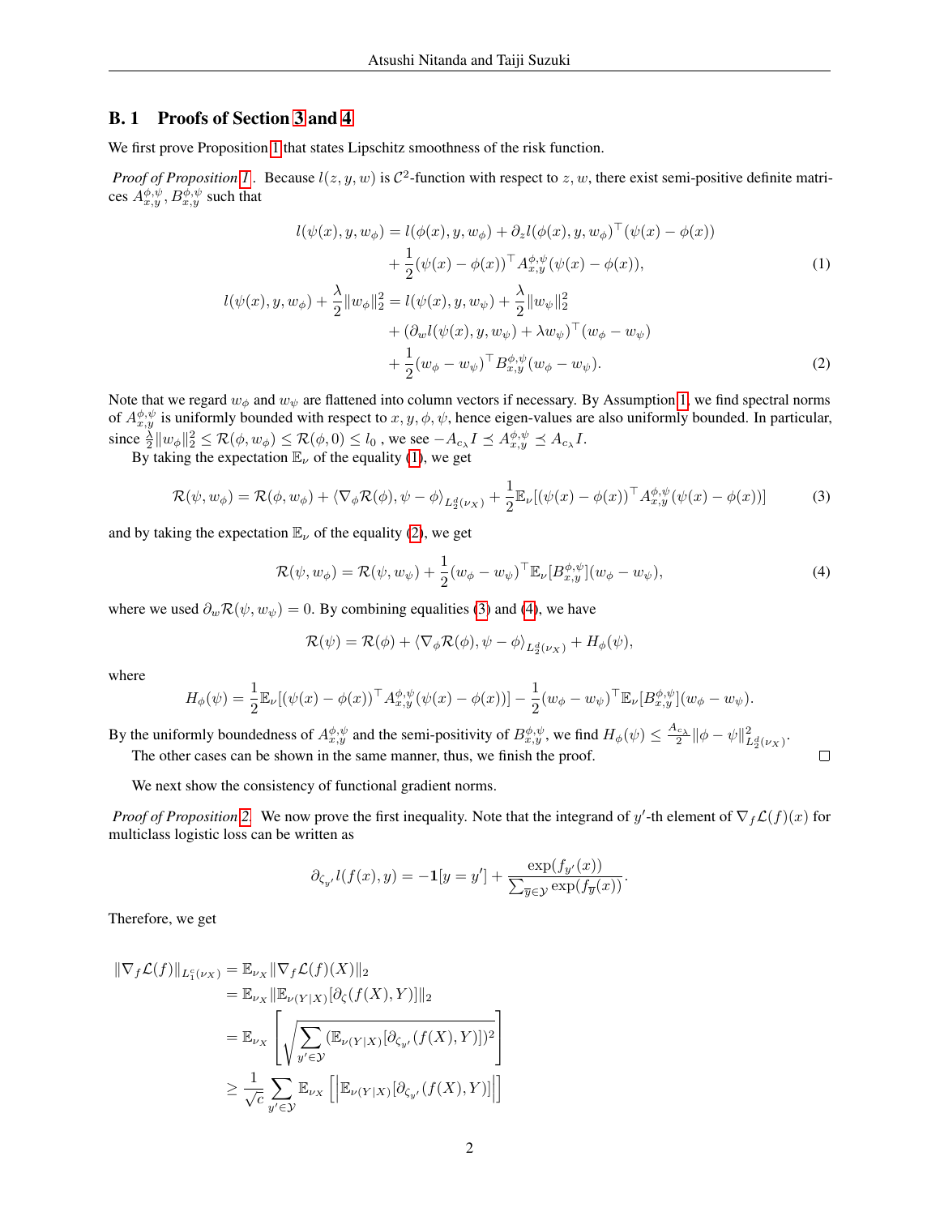## B. 1 Proofs of Section 3 and 4

We first prove Proposition 1 that states Lipschitz smoothness of the risk function.

*Proof of Proposition 1.* Because $l(z, y, w)$ is $\mathcal{C}^2$-function with respect to $z, w$, there exist semi-positive definite matrices $A_{x,y}^{\phi,\psi}, B_{x,y}^{\phi,\psi}$ such that

$$
\begin{aligned}
l(\psi(x), y, w_\phi) &= l(\phi(x), y, w_\phi) + \partial_z l(\phi(x), y, w_\phi)^\top(\psi(x) - \phi(x)) \\
&\quad + \frac{1}{2}(\psi(x) - \phi(x))^\top A_{x,y}^{\phi,\psi}(\psi(x) - \phi(x)), && (1) \\
l(\psi(x), y, w_\phi) + \frac{\lambda}{2}\|w_\phi\|_2^2 &= l(\psi(x), y, w_\psi) + \frac{\lambda}{2}\|w_\psi\|_2^2 \\
&\quad + (\partial_w l(\psi(x), y, w_\psi) + \lambda w_\psi)^\top (w_\phi - w_\psi) \\
&\quad + \frac{1}{2}(w_\phi - w_\psi)^\top B_{x,y}^{\phi,\psi}(w_\phi - w_\psi). && (2)
\end{aligned}
$$

Note that we regard $w_\phi$ and $w_\psi$ are flattened into column vectors if necessary. By Assumption 1, we find spectral norms of $A_{x,y}^{\phi,\psi}$ is uniformly bounded with respect to $x, y, \phi, \psi$, hence eigen-values are also uniformly bounded. In particular, since $\frac{\lambda}{2}\|w_\phi\|_2^2 \leq \mathcal{R}(\phi, w_\phi) \leq \mathcal{R}(\phi, 0) \leq l_0$ , we see $-A_{c_\lambda} I \preceq A_{x,y}^{\phi,\psi} \preceq A_{c_\lambda} I$.

By taking the expectation $\mathbb{E}_\nu$ of the equality (1), we get

$$
\mathcal{R}(\psi, w_\phi) = \mathcal{R}(\phi, w_\phi) + \langle \nabla_\phi \mathcal{R}(\phi), \psi - \phi \rangle_{L_2^d(\nu_X)} + \frac{1}{2}\mathbb{E}_\nu[(\psi(x) - \phi(x))^\top A_{x,y}^{\phi,\psi}(\psi(x) - \phi(x))] \tag{3}
$$

and by taking the expectation $\mathbb{E}_\nu$ of the equality (2), we get

$$
\mathcal{R}(\psi, w_\phi) = \mathcal{R}(\psi, w_\psi) + \frac{1}{2}(w_\phi - w_\psi)^\top \mathbb{E}_\nu[B_{x,y}^{\phi,\psi}](w_\phi - w_\psi), \tag{4}
$$

where we used $\partial_w \mathcal{R}(\psi, w_\psi) = 0$. By combining equalities (3) and (4), we have

$$
\mathcal{R}(\psi) = \mathcal{R}(\phi) + \langle \nabla_\phi \mathcal{R}(\phi), \psi - \phi \rangle_{L_2^d(\nu_X)} + H_\phi(\psi),
$$

where

$$
H_\phi(\psi) = \frac{1}{2}\mathbb{E}_\nu[(\psi(x) - \phi(x))^\top A_{x,y}^{\phi,\psi}(\psi(x) - \phi(x))] - \frac{1}{2}(w_\phi - w_\psi)^\top \mathbb{E}_\nu[B_{x,y}^{\phi,\psi}](w_\phi - w_\psi).
$$

By the uniformly boundedness of $A_{x,y}^{\phi,\psi}$ and the semi-positivity of $B_{x,y}^{\phi,\psi}$, we find $H_\phi(\psi) \leq \frac{A_{c_\lambda}}{2}\|\phi - \psi\|_{L_2^d(\nu_X)}^2$.

The other cases can be shown in the same manner, thus, we finish the proof. $\square$

We next show the consistency of functional gradient norms.

*Proof of Proposition 2.* We now prove the first inequality. Note that the integrand of $y'$-th element of $\nabla_f \mathcal{L}(f)(x)$ for multiclass logistic loss can be written as

$$
\partial_{\zeta_{y'}} l(f(x), y) = -\mathbf{1}[y = y'] + \frac{\exp(f_{y'}(x))}{\sum_{\overline{y} \in \mathcal{Y}} \exp(f_{\overline{y}}(x))}.
$$

Therefore, we get

$$
\begin{aligned}
\|\nabla_f \mathcal{L}(f)\|_{L_1^c(\nu_X)} &= \mathbb{E}_{\nu_X}\|\nabla_f \mathcal{L}(f)(X)\|_2 \\
&= \mathbb{E}_{\nu_X}\|\mathbb{E}_{\nu(Y|X)}[\partial_\zeta(f(X), Y)]\|_2 \\
&= \mathbb{E}_{\nu_X}\left[\sqrt{\sum_{y' \in \mathcal{Y}} (\mathbb{E}_{\nu(Y|X)}[\partial_{\zeta_{y'}}(f(X), Y)])^2}\right] \\
&\geq \frac{1}{\sqrt{c}}\sum_{y' \in \mathcal{Y}} \mathbb{E}_{\nu_X}\left[\left|\mathbb{E}_{\nu(Y|X)}[\partial_{\zeta_{y'}}(f(X), Y)]\right|\right]
\end{aligned}
$$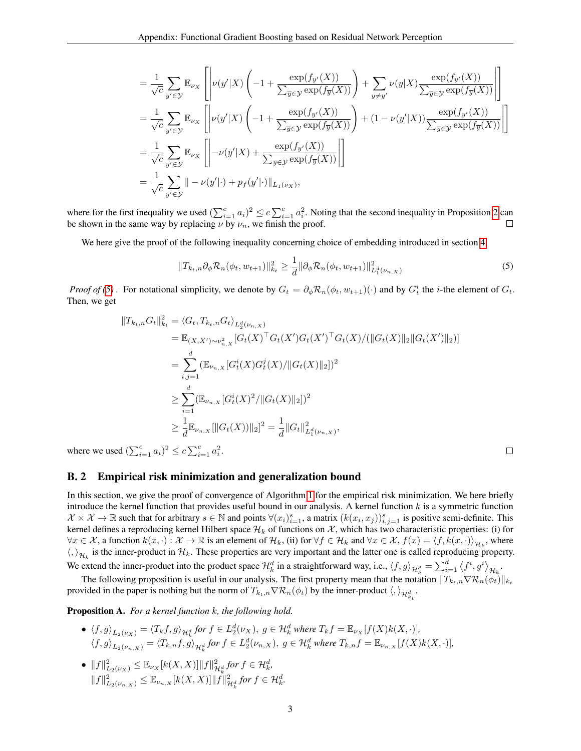$$
\begin{aligned}
&= \frac{1}{\sqrt{c}} \sum_{y' \in \mathcal{Y}} \mathbb{E}_{\nu_X}\left[ \left| \nu(y'|X)\left( -1 + \frac{\exp(f_{y'}(X))}{\sum_{\overline{y} \in \mathcal{Y}} \exp(f_{\overline{y}}(X))} \right) + \sum_{y \neq y'} \nu(y|X) \frac{\exp(f_{y'}(X))}{\sum_{\overline{y} \in \mathcal{Y}} \exp(f_{\overline{y}}(X))} \right| \right] \\
&= \frac{1}{\sqrt{c}} \sum_{y' \in \mathcal{Y}} \mathbb{E}_{\nu_X}\left[ \left| \nu(y'|X)\left( -1 + \frac{\exp(f_{y'}(X))}{\sum_{\overline{y} \in \mathcal{Y}} \exp(f_{\overline{y}}(X))} \right) + (1 - \nu(y'|X)) \frac{\exp(f_{y'}(X))}{\sum_{\overline{y} \in \mathcal{Y}} \exp(f_{\overline{y}}(X))} \right| \right] \\
&= \frac{1}{\sqrt{c}} \sum_{y' \in \mathcal{Y}} \mathbb{E}_{\nu_X}\left[ \left| -\nu(y'|X) + \frac{\exp(f_{y'}(X))}{\sum_{\overline{y} \in \mathcal{Y}} \exp(f_{\overline{y}}(X))} \right| \right] \\
&= \frac{1}{\sqrt{c}} \sum_{y' \in \mathcal{Y}} \| -\nu(y'|\cdot) + p_f(y'|\cdot) \|_{L_1(\nu_X)},
\end{aligned}
$$

where for the first inequality we used $(\sum_{i=1}^c a_i)^2 \leq c \sum_{i=1}^c a_i^2$. Noting that the second inequality in Proposition 2 can be shown in the same way by replacing $\nu$ by $\nu_n$, we finish the proof. □

We here give the proof of the following inequality concerning choice of embedding introduced in section 4.

$$
\|T_{k_t,n} \partial_\phi \mathcal{R}_n(\phi_t, w_{t+1})\|_{k_t}^2 \geq \frac{1}{d} \|\partial_\phi \mathcal{R}_n(\phi_t, w_{t+1})\|_{L_1^d(\nu_{n,X})}^2 \tag{5}
$$

*Proof of (5).* For notational simplicity, we denote by $G_t = \partial_\phi \mathcal{R}_n(\phi_t, w_{t+1})(\cdot)$ and by $G_t^i$ the $i$-the element of $G_t$. Then, we get

$$
\begin{aligned}
\|T_{k_t,n} G_t\|_{k_t}^2 &= \langle G_t, T_{k_t,n} G_t \rangle_{L_2^d(\nu_{n,X})} \\
&= \mathbb{E}_{(X,X') \sim \nu_{n,X}^2} [G_t(X)^\top G_t(X') G_t(X')^\top G_t(X) / (\|G_t(X)\|_2 \|G_t(X')\|_2)] \\
&= \sum_{i,j=1}^d (\mathbb{E}_{\nu_{n,X}} [G_t^i(X) G_t^j(X) / \|G_t(X)\|_2])^2 \\
&\geq \sum_{i=1}^d (\mathbb{E}_{\nu_{n,X}} [G_t^i(X)^2 / \|G_t(X)\|_2])^2 \\
&\geq \frac{1}{d} \mathbb{E}_{\nu_{n,X}} [\|G_t(X))\|_2]^2 = \frac{1}{d} \|G_t\|_{L_1^d(\nu_{n,X})}^2,
\end{aligned}
$$

where we used $(\sum_{i=1}^c a_i)^2 \leq c \sum_{i=1}^c a_i^2$. □

## B. 2 Empirical risk minimization and generalization bound

In this section, we give the proof of convergence of Algorithm 1 for the empirical risk minimization. We here briefly introduce the kernel function that provides useful bound in our analysis. A kernel function $k$ is a symmetric function $\mathcal{X} \times \mathcal{X} \to \mathbb{R}$ such that for arbitrary $s \in \mathbb{N}$ and points $\forall (x_i)_{i=1}^s$, a matrix $(k(x_i, x_j))_{i,j=1}^s$ is positive semi-definite. This kernel defines a reproducing kernel Hilbert space $\mathcal{H}_k$ of functions on $\mathcal{X}$, which has two characteristic properties: (i) for $\forall x \in \mathcal{X}$, a function $k(x, \cdot) : \mathcal{X} \to \mathbb{R}$ is an element of $\mathcal{H}_k$, (ii) for $\forall f \in \mathcal{H}_k$ and $\forall x \in \mathcal{X}$, $f(x) = \langle f, k(x, \cdot) \rangle_{\mathcal{H}_k}$, where $\langle , \rangle_{\mathcal{H}_k}$ is the inner-product in $\mathcal{H}_k$. These properties are very important and the latter one is called reproducing property. We extend the inner-product into the product space $\mathcal{H}_k^d$ in a straightforward way, i.e., $\langle f, g \rangle_{\mathcal{H}_k^d} = \sum_{i=1}^d \langle f^i, g^i \rangle_{\mathcal{H}_k}$.

The following proposition is useful in our analysis. The first property mean that the notation $\|T_{k_t,n} \nabla \mathcal{R}_n(\phi_t)\|_{k_t}$ provided in the paper is nothing but the norm of $T_{k_t,n} \nabla \mathcal{R}_n(\phi_t)$ by the inner-product $\langle , \rangle_{\mathcal{H}_{k_t}^d}$.

**Proposition A.** *For a kernel function $k$, the following hold.*

- $\langle f, g \rangle_{L_2(\nu_X)} = \langle T_k f, g \rangle_{\mathcal{H}_k^d}$ *for* $f \in L_2^d(\nu_X)$, $g \in \mathcal{H}_k^d$ *where* $T_k f = \mathbb{E}_{\nu_X}[f(X) k(X, \cdot)]$,
  $\langle f, g \rangle_{L_2(\nu_{n,X})} = \langle T_{k,n} f, g \rangle_{\mathcal{H}_k^d}$ *for* $f \in L_2^d(\nu_{n,X})$, $g \in \mathcal{H}_k^d$ *where* $T_{k,n} f = \mathbb{E}_{\nu_{n,X}}[f(X) k(X, \cdot)]$,
- $\|f\|_{L_2(\nu_X)}^2 \leq \mathbb{E}_{\nu_X}[k(X, X)] \|f\|_{\mathcal{H}_k^d}^2$ *for* $f \in \mathcal{H}_k^d$,
  $\|f\|_{L_2(\nu_{n,X})}^2 \leq \mathbb{E}_{\nu_{n,X}}[k(X, X)] \|f\|_{\mathcal{H}_k^d}^2$ *for* $f \in \mathcal{H}_k^d$.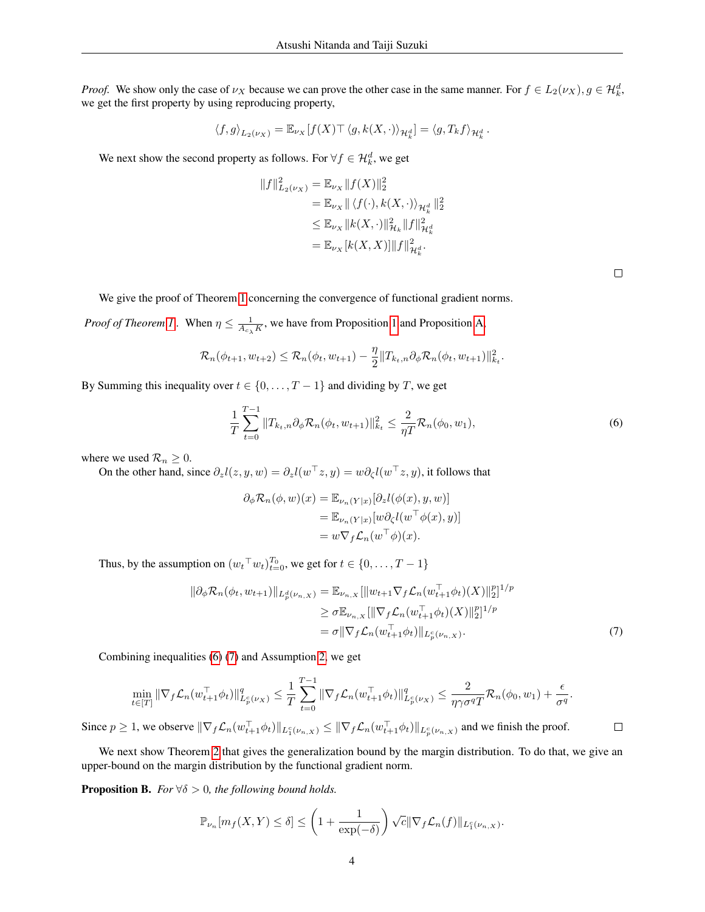*Proof.* We show only the case of $\nu_X$ because we can prove the other case in the same manner. For $f \in L_2(\nu_X), g \in \mathcal{H}_k^d$, we get the first property by using reproducing property,

$$\langle f, g \rangle_{L_2(\nu_X)} = \mathbb{E}_{\nu_X}[f(X)^\top \langle g, k(X, \cdot) \rangle_{\mathcal{H}_k^d}] = \langle g, T_k f \rangle_{\mathcal{H}_k^d}.$$

We next show the second property as follows. For $\forall f \in \mathcal{H}_k^d$, we get

$$\begin{aligned}
\|f\|_{L_2(\nu_X)}^2 &= \mathbb{E}_{\nu_X} \|f(X)\|_2^2 \\
&= \mathbb{E}_{\nu_X} \| \langle f(\cdot), k(X, \cdot) \rangle_{\mathcal{H}_k^d} \|_2^2 \\
&\leq \mathbb{E}_{\nu_X} \|k(X, \cdot)\|_{\mathcal{H}_k}^2 \|f\|_{\mathcal{H}_k^d}^2 \\
&= \mathbb{E}_{\nu_X}[k(X, X)] \|f\|_{\mathcal{H}_k^d}^2.
\end{aligned}$$

□

We give the proof of Theorem 1 concerning the convergence of functional gradient norms.

*Proof of Theorem 1.* When $\eta \leq \frac{1}{A_{c_\lambda} K}$, we have from Proposition 1 and Proposition A,

$$\mathcal{R}_n(\phi_{t+1}, w_{t+2}) \leq \mathcal{R}_n(\phi_t, w_{t+1}) - \frac{\eta}{2} \|T_{k_t,n} \partial_\phi \mathcal{R}_n(\phi_t, w_{t+1})\|_{k_t}^2.$$

By Summing this inequality over $t \in \{0, \ldots, T-1\}$ and dividing by $T$, we get

$$\frac{1}{T} \sum_{t=0}^{T-1} \|T_{k_t,n} \partial_\phi \mathcal{R}_n(\phi_t, w_{t+1})\|_{k_t}^2 \leq \frac{2}{\eta T} \mathcal{R}_n(\phi_0, w_1), \tag{6}$$

where we used $\mathcal{R}_n \geq 0$.

On the other hand, since $\partial_z l(z, y, w) = \partial_z l(w^\top z, y) = w \partial_\zeta l(w^\top z, y)$, it follows that

$$\begin{aligned}
\partial_\phi \mathcal{R}_n(\phi, w)(x) &= \mathbb{E}_{\nu_n(Y|x)}[\partial_z l(\phi(x), y, w)] \\
&= \mathbb{E}_{\nu_n(Y|x)}[w \partial_\zeta l(w^\top \phi(x), y)] \\
&= w \nabla_f \mathcal{L}_n(w^\top \phi)(x).
\end{aligned}$$

Thus, by the assumption on $({w_t}^\top w_t)_{t=0}^{T_0}$, we get for $t \in \{0, \ldots, T-1\}$

$$\begin{aligned}
\|\partial_\phi \mathcal{R}_n(\phi_t, w_{t+1})\|_{L_p^d(\nu_{n,X})} &= \mathbb{E}_{\nu_{n,X}}[\|w_{t+1} \nabla_f \mathcal{L}_n(w_{t+1}^\top \phi_t)(X)\|_2^p]^{1/p} \\
&\geq \sigma \mathbb{E}_{\nu_{n,X}}[\|\nabla_f \mathcal{L}_n(w_{t+1}^\top \phi_t)(X)\|_2^p]^{1/p} \\
&= \sigma \|\nabla_f \mathcal{L}_n(w_{t+1}^\top \phi_t)\|_{L_p^c(\nu_{n,X})}.
\end{aligned} \tag{7}$$

Combining inequalities (6) (7) and Assumption 2, we get

$$\min_{t \in [T]} \|\nabla_f \mathcal{L}_n(w_{t+1}^\top \phi_t)\|_{L_p^c(\nu_X)}^q \leq \frac{1}{T} \sum_{t=0}^{T-1} \|\nabla_f \mathcal{L}_n(w_{t+1}^\top \phi_t)\|_{L_p^c(\nu_X)}^q \leq \frac{2}{\eta \gamma \sigma^q T} \mathcal{R}_n(\phi_0, w_1) + \frac{\epsilon}{\sigma^q}.$$

Since $p \geq 1$, we observe $\|\nabla_f \mathcal{L}_n(w_{t+1}^\top \phi_t)\|_{L_1^c(\nu_{n,X})} \leq \|\nabla_f \mathcal{L}_n(w_{t+1}^\top \phi_t)\|_{L_p^c(\nu_{n,X})}$ and we finish the proof. □

We next show Theorem 2 that gives the generalization bound by the margin distribution. To do that, we give an upper-bound on the margin distribution by the functional gradient norm.

**Proposition B.** *For $\forall \delta > 0$, the following bound holds.*

$$\mathbb{P}_{\nu_n}[m_f(X, Y) \leq \delta] \leq \left(1 + \frac{1}{\exp(-\delta)}\right) \sqrt{c} \|\nabla_f \mathcal{L}_n(f)\|_{L_1^c(\nu_{n,X})}.$$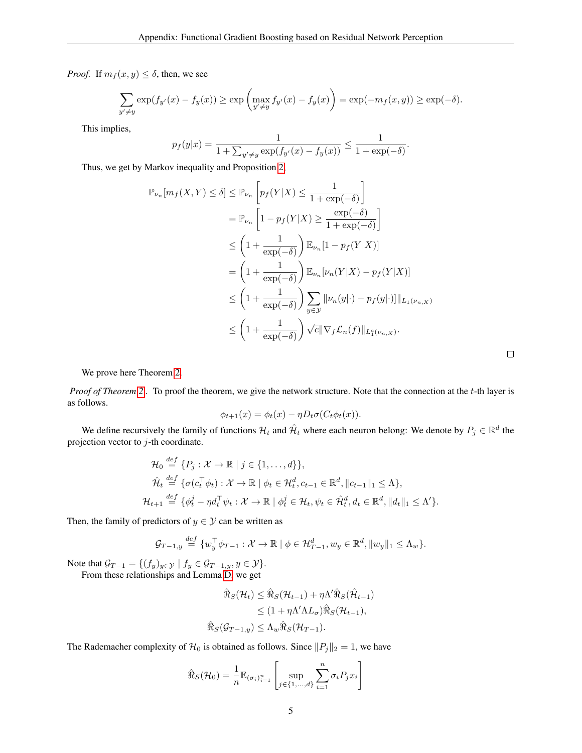*Proof.* If $m_f(x,y) \le \delta$, then, we see

$$\sum_{y' \neq y} \exp(f_{y'}(x) - f_y(x)) \ge \exp\left(\max_{y' \neq y} f_{y'}(x) - f_y(x)\right) = \exp(-m_f(x,y)) \ge \exp(-\delta).$$

This implies,

$$p_f(y|x) = \frac{1}{1 + \sum_{y' \neq y} \exp(f_{y'}(x) - f_y(x))} \le \frac{1}{1 + \exp(-\delta)}.$$

Thus, we get by Markov inequality and Proposition 2,

$$\begin{aligned}
\mathbb{P}_{\nu_n}[m_f(X,Y) \le \delta] &\le \mathbb{P}_{\nu_n}\left[p_f(Y|X) \le \frac{1}{1+\exp(-\delta)}\right] \\
&= \mathbb{P}_{\nu_n}\left[1 - p_f(Y|X) \ge \frac{\exp(-\delta)}{1+\exp(-\delta)}\right] \\
&\le \left(1 + \frac{1}{\exp(-\delta)}\right)\mathbb{E}_{\nu_n}[1 - p_f(Y|X)] \\
&= \left(1 + \frac{1}{\exp(-\delta)}\right)\mathbb{E}_{\nu_n}[\nu_n(Y|X) - p_f(Y|X)] \\
&\le \left(1 + \frac{1}{\exp(-\delta)}\right)\sum_{y \in \mathcal{Y}} \|\nu_n(y|\cdot) - p_f(y|\cdot)]\|_{L_1(\nu_{n,X})} \\
&\le \left(1 + \frac{1}{\exp(-\delta)}\right)\sqrt{c}\|\nabla_f \mathcal{L}_n(f)\|_{L_1^c(\nu_{n,X})}.
\end{aligned}$$

□

We prove here Theorem 2.

*Proof of Theorem 2.* To proof the theorem, we give the network structure. Note that the connection at the $t$-th layer is as follows.

$$\phi_{t+1}(x) = \phi_t(x) - \eta D_t \sigma(C_t \phi_t(x)).$$

We define recursively the family of functions $\mathcal{H}_t$ and $\hat{\mathcal{H}}_t$ where each neuron belong: We denote by $P_j \in \mathbb{R}^d$ the projection vector to $j$-th coordinate.

$$\begin{aligned}
\mathcal{H}_0 &\overset{def}{=} \{P_j : \mathcal{X} \to \mathbb{R} \mid j \in \{1, \ldots, d\}\}, \\
\hat{\mathcal{H}}_t &\overset{def}{=} \{\sigma(c_t^\top \phi_t) : \mathcal{X} \to \mathbb{R} \mid \phi_t \in \mathcal{H}_t^d, c_{t-1} \in \mathbb{R}^d, \|c_{t-1}\|_1 \le \Lambda\}, \\
\mathcal{H}_{t+1} &\overset{def}{=} \{\phi_t^j - \eta d_t^\top \psi_t : \mathcal{X} \to \mathbb{R} \mid \phi_t^j \in \mathcal{H}_t, \psi_t \in \hat{\mathcal{H}}_t^d, d_t \in \mathbb{R}^d, \|d_t\|_1 \le \Lambda'\}.
\end{aligned}$$

Then, the family of predictors of $y \in \mathcal{Y}$ can be written as

$$\mathcal{G}_{T-1,y} \overset{def}{=} \{w_y^\top \phi_{T-1} : \mathcal{X} \to \mathbb{R} \mid \phi \in \mathcal{H}_{T-1}^d, w_y \in \mathbb{R}^d, \|w_y\|_1 \le \Lambda_w\}.$$

Note that $\mathcal{G}_{T-1} = \{(f_y)_{y \in \mathcal{Y}} \mid f_y \in \mathcal{G}_{T-1,y}, y \in \mathcal{Y}\}$.

From these relationships and Lemma D, we get

$$\begin{aligned}
\hat{\Re}_S(\mathcal{H}_t) &\le \hat{\Re}_S(\mathcal{H}_{t-1}) + \eta\Lambda'\hat{\Re}_S(\hat{\mathcal{H}}_{t-1}) \\
&\le (1 + \eta\Lambda'\Lambda L_\sigma)\hat{\Re}_S(\mathcal{H}_{t-1}), \\
\hat{\Re}_S(\mathcal{G}_{T-1,y}) &\le \Lambda_w \hat{\Re}_S(\mathcal{H}_{T-1}).
\end{aligned}$$

The Rademacher complexity of $\mathcal{H}_0$ is obtained as follows. Since $\|P_j\|_2 = 1$, we have

$$\hat{\Re}_S(\mathcal{H}_0) = \frac{1}{n}\mathbb{E}_{(\sigma_i)_{i=1}^n}\left[\sup_{j \in \{1,\ldots,d\}} \sum_{i=1}^n \sigma_i P_j x_i\right]$$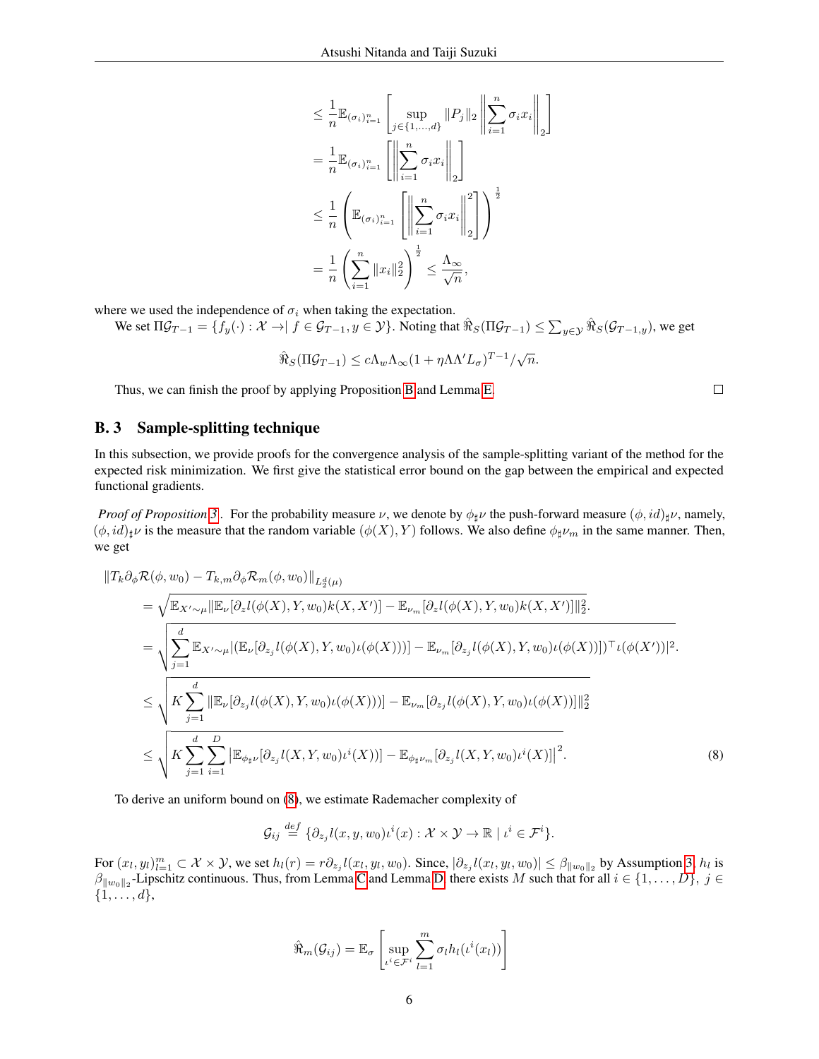$$
\begin{aligned}
&\leq \frac{1}{n}\mathbb{E}_{(\sigma_i)_{i=1}^n}\left[\sup_{j\in\{1,\ldots,d\}}\|P_j\|_2\left\|\sum_{i=1}^n \sigma_i x_i\right\|_2\right] \\
&= \frac{1}{n}\mathbb{E}_{(\sigma_i)_{i=1}^n}\left[\left\|\sum_{i=1}^n \sigma_i x_i\right\|_2\right] \\
&\leq \frac{1}{n}\left(\mathbb{E}_{(\sigma_i)_{i=1}^n}\left[\left\|\sum_{i=1}^n \sigma_i x_i\right\|_2^2\right]\right)^{\frac{1}{2}} \\
&= \frac{1}{n}\left(\sum_{i=1}^n \|x_i\|_2^2\right)^{\frac{1}{2}} \leq \frac{\Lambda_\infty}{\sqrt{n}},
\end{aligned}
$$

where we used the independence of $\sigma_i$ when taking the expectation.

We set $\Pi\mathcal{G}_{T-1} = \{f_y(\cdot) : \mathcal{X} \to | \ f \in \mathcal{G}_{T-1}, y \in \mathcal{Y}\}$. Noting that $\hat{\mathfrak{R}}_S(\Pi\mathcal{G}_{T-1}) \leq \sum_{y\in\mathcal{Y}} \hat{\mathfrak{R}}_S(\mathcal{G}_{T-1,y})$, we get

$$
\hat{\mathfrak{R}}_S(\Pi\mathcal{G}_{T-1}) \leq c\Lambda_w\Lambda_\infty(1+\eta\Lambda\Lambda' L_\sigma)^{T-1}/\sqrt{n}.
$$

Thus, we can finish the proof by applying Proposition B and Lemma E. ∎

## B. 3 Sample-splitting technique

In this subsection, we provide proofs for the convergence analysis of the sample-splitting variant of the method for the expected risk minimization. We first give the statistical error bound on the gap between the empirical and expected functional gradients.

*Proof of Proposition 3.* For the probability measure $\nu$, we denote by $\phi_\sharp\nu$ the push-forward measure $(\phi, id)_\sharp\nu$, namely, $(\phi, id)_\sharp\nu$ is the measure that the random variable $(\phi(X), Y)$ follows. We also define $\phi_\sharp\nu_m$ in the same manner. Then, we get

$$
\begin{aligned}
&\|T_k\partial_\phi\mathcal{R}(\phi,w_0) - T_{k,m}\partial_\phi\mathcal{R}_m(\phi,w_0)\|_{L_2^d(\mu)} \\
&= \sqrt{\mathbb{E}_{X'\sim\mu}\|\mathbb{E}_\nu[\partial_z l(\phi(X),Y,w_0)k(X,X')] - \mathbb{E}_{\nu_m}[\partial_z l(\phi(X),Y,w_0)k(X,X')]\|_2^2}. \\
&= \sqrt{\sum_{j=1}^d \mathbb{E}_{X'\sim\mu}|(\mathbb{E}_\nu[\partial_{z_j} l(\phi(X),Y,w_0)\iota(\phi(X)))] - \mathbb{E}_{\nu_m}[\partial_{z_j} l(\phi(X),Y,w_0)\iota(\phi(X))])^\top \iota(\phi(X'))|^2}. \\
&\leq \sqrt{K\sum_{j=1}^d \|\mathbb{E}_\nu[\partial_{z_j} l(\phi(X),Y,w_0)\iota(\phi(X)))] - \mathbb{E}_{\nu_m}[\partial_{z_j} l(\phi(X),Y,w_0)\iota(\phi(X))]\|_2^2} \\
&\leq \sqrt{K\sum_{j=1}^d\sum_{i=1}^D \left|\mathbb{E}_{\phi_\sharp\nu}[\partial_{z_j} l(X,Y,w_0)\iota^i(X))] - \mathbb{E}_{\phi_\sharp\nu_m}[\partial_{z_j} l(X,Y,w_0)\iota^i(X)]\right|^2}.
\end{aligned} \tag{8}
$$

To derive an uniform bound on (8), we estimate Rademacher complexity of

$$
\mathcal{G}_{ij} \stackrel{def}{=} \{\partial_{z_j} l(x,y,w_0)\iota^i(x) : \mathcal{X}\times\mathcal{Y} \to \mathbb{R} \mid \iota^i \in \mathcal{F}^i\}.
$$

For $(x_l, y_l)_{l=1}^m \subset \mathcal{X}\times\mathcal{Y}$, we set $h_l(r) = r\partial_{z_j} l(x_l, y_l, w_0)$. Since, $|\partial_{z_j} l(x_l,y_l,w_0)| \leq \beta_{\|w_0\|_2}$ by Assumption 3, $h_l$ is $\beta_{\|w_0\|_2}$-Lipschitz continuous. Thus, from Lemma C and Lemma D, there exists $M$ such that for all $i \in \{1,\ldots,D\}$, $j \in \{1,\ldots,d\}$,

$$
\hat{\mathfrak{R}}_m(\mathcal{G}_{ij}) = \mathbb{E}_\sigma\left[\sup_{\iota^i\in\mathcal{F}^i}\sum_{l=1}^m \sigma_l h_l(\iota^i(x_l))\right]
$$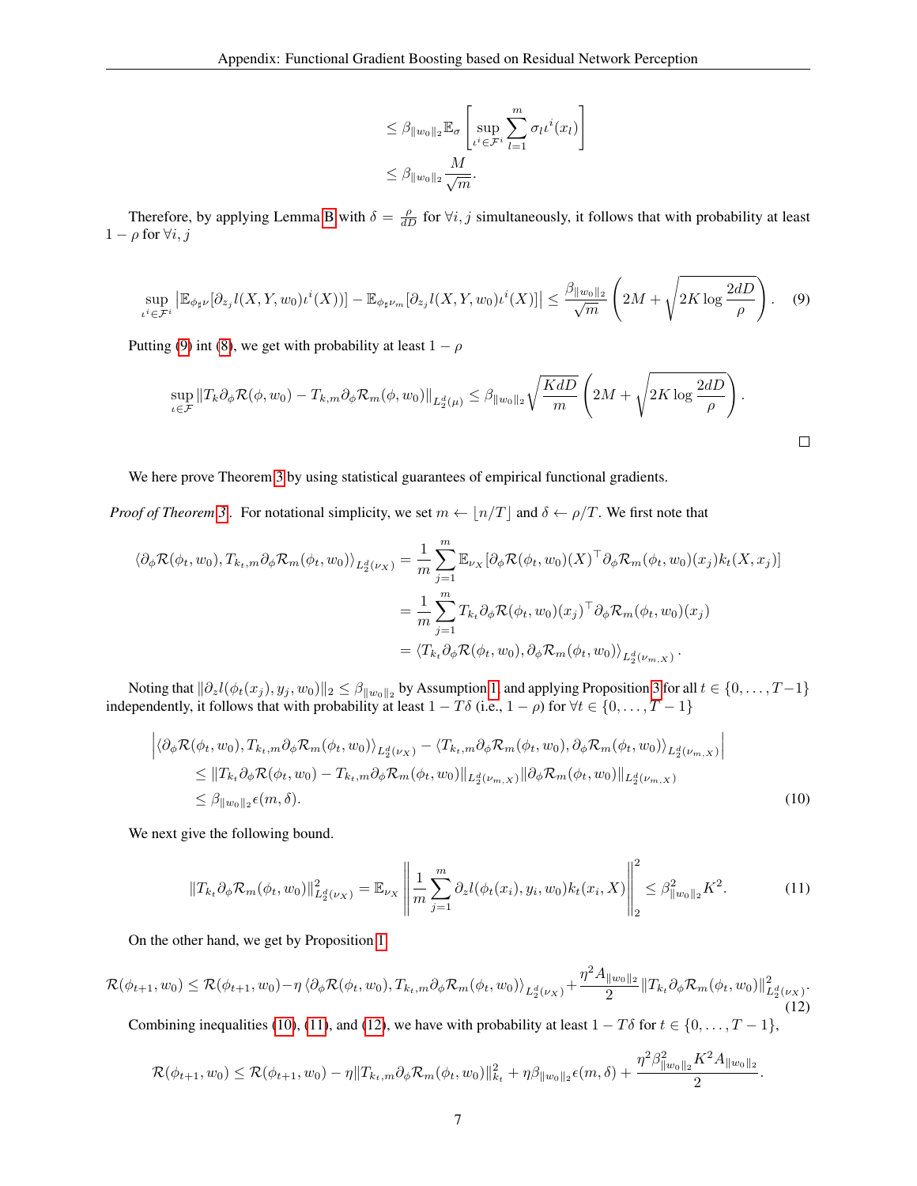$$
\begin{aligned}
&\leq \beta_{\|w_0\|_2} \mathbb{E}_\sigma \left[ \sup_{\iota^i \in \mathcal{F}^i} \sum_{l=1}^{m} \sigma_l \iota^i(x_l) \right] \\
&\leq \beta_{\|w_0\|_2} \frac{M}{\sqrt{m}}.
\end{aligned}
$$

Therefore, by applying Lemma B with $\delta = \frac{\rho}{dD}$ for $\forall i, j$ simultaneously, it follows that with probability at least $1 - \rho$ for $\forall i, j$

$$
\sup_{\iota^i \in \mathcal{F}^i} \left| \mathbb{E}_{\phi_\sharp \nu}[\partial_{z_j} l(X, Y, w_0) \iota^i(X)] - \mathbb{E}_{\phi_\sharp \nu_m}[\partial_{z_j} l(X, Y, w_0) \iota^i(X)] \right| \leq \frac{\beta_{\|w_0\|_2}}{\sqrt{m}} \left( 2M + \sqrt{2K \log \frac{2dD}{\rho}} \right). \tag{9}
$$

Putting (9) int (8), we get with probability at least $1 - \rho$

$$
\sup_{\iota \in \mathcal{F}} \|T_k \partial_\phi \mathcal{R}(\phi, w_0) - T_{k,m} \partial_\phi \mathcal{R}_m(\phi, w_0)\|_{L_2^d(\mu)} \leq \beta_{\|w_0\|_2} \sqrt{\frac{KdD}{m}} \left( 2M + \sqrt{2K \log \frac{2dD}{\rho}} \right).
$$

□

We here prove Theorem 3 by using statistical guarantees of empirical functional gradients.

*Proof of Theorem 3.* For notational simplicity, we set $m \leftarrow \lfloor n/T \rfloor$ and $\delta \leftarrow \rho/T$. We first note that

$$
\begin{aligned}
\langle \partial_\phi \mathcal{R}(\phi_t, w_0), T_{k_t,m} \partial_\phi \mathcal{R}_m(\phi_t, w_0) \rangle_{L_2^d(\nu_X)} &= \frac{1}{m} \sum_{j=1}^{m} \mathbb{E}_{\nu_X}[\partial_\phi \mathcal{R}(\phi_t, w_0)(X)^\top \partial_\phi \mathcal{R}_m(\phi_t, w_0)(x_j) k_t(X, x_j)] \\
&= \frac{1}{m} \sum_{j=1}^{m} T_{k_t} \partial_\phi \mathcal{R}(\phi_t, w_0)(x_j)^\top \partial_\phi \mathcal{R}_m(\phi_t, w_0)(x_j) \\
&= \langle T_{k_t} \partial_\phi \mathcal{R}(\phi_t, w_0), \partial_\phi \mathcal{R}_m(\phi_t, w_0) \rangle_{L_2^d(\nu_{m,X})}.
\end{aligned}
$$

Noting that $\|\partial_z l(\phi_t(x_j), y_j, w_0)\|_2 \leq \beta_{\|w_0\|_2}$ by Assumption 1 and applying Proposition 3 for all $t \in \{0, \ldots, T-1\}$ independently, it follows that with probability at least $1 - T\delta$ (i.e., $1 - \rho$) for $\forall t \in \{0, \ldots, T-1\}$

$$
\begin{aligned}
&\left| \langle \partial_\phi \mathcal{R}(\phi_t, w_0), T_{k_t,m} \partial_\phi \mathcal{R}_m(\phi_t, w_0) \rangle_{L_2^d(\nu_X)} - \langle T_{k_t,m} \partial_\phi \mathcal{R}_m(\phi_t, w_0), \partial_\phi \mathcal{R}_m(\phi_t, w_0) \rangle_{L_2^d(\nu_{m,X})} \right| \\
&\quad \leq \|T_{k_t} \partial_\phi \mathcal{R}(\phi_t, w_0) - T_{k_t,m} \partial_\phi \mathcal{R}_m(\phi_t, w_0)\|_{L_2^d(\nu_{m,X})} \|\partial_\phi \mathcal{R}_m(\phi_t, w_0)\|_{L_2^d(\nu_{m,X})} \\
&\quad \leq \beta_{\|w_0\|_2} \epsilon(m, \delta).
\end{aligned} \tag{10}
$$

We next give the following bound.

$$
\|T_{k_t} \partial_\phi \mathcal{R}_m(\phi_t, w_0)\|_{L_2^d(\nu_X)}^2 = \mathbb{E}_{\nu_X} \left\| \frac{1}{m} \sum_{j=1}^{m} \partial_z l(\phi_t(x_i), y_i, w_0) k_t(x_i, X) \right\|_2^2 \leq \beta_{\|w_0\|_2}^2 K^2. \tag{11}
$$

On the other hand, we get by Proposition 1

$$
\mathcal{R}(\phi_{t+1}, w_0) \leq \mathcal{R}(\phi_{t+1}, w_0) - \eta \langle \partial_\phi \mathcal{R}(\phi_t, w_0), T_{k_t,m} \partial_\phi \mathcal{R}_m(\phi_t, w_0) \rangle_{L_2^d(\nu_X)} + \frac{\eta^2 A_{\|w_0\|_2}}{2} \|T_{k_t} \partial_\phi \mathcal{R}_m(\phi_t, w_0)\|_{L_2^d(\nu_X)}^2. \tag{12}
$$

Combining inequalities (10), (11), and (12), we have with probability at least $1 - T\delta$ for $t \in \{0, \ldots, T-1\}$,

$$
\mathcal{R}(\phi_{t+1}, w_0) \leq \mathcal{R}(\phi_{t+1}, w_0) - \eta \|T_{k_t,m} \partial_\phi \mathcal{R}_m(\phi_t, w_0)\|_{k_t}^2 + \eta \beta_{\|w_0\|_2} \epsilon(m, \delta) + \frac{\eta^2 \beta_{\|w_0\|_2}^2 K^2 A_{\|w_0\|_2}}{2}.
$$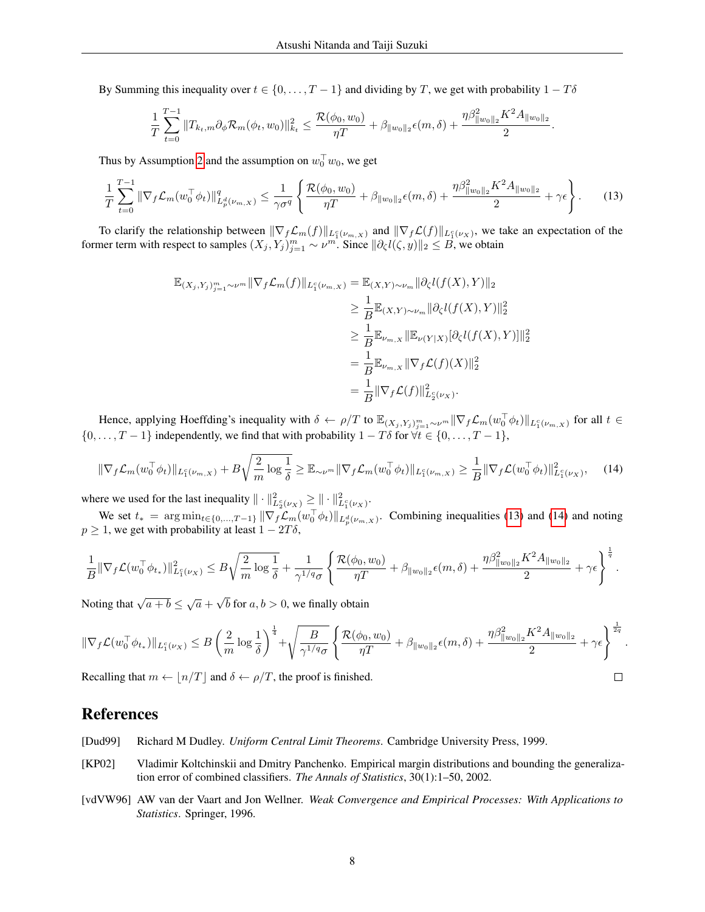By Summing this inequality over $t \in \{0, \ldots, T-1\}$ and dividing by $T$, we get with probability $1 - T\delta$

$$\frac{1}{T}\sum_{t=0}^{T-1} \|T_{k_t,m}\partial_\phi \mathcal{R}_m(\phi_t, w_0)\|_{k_t}^2 \leq \frac{\mathcal{R}(\phi_0, w_0)}{\eta T} + \beta_{\|w_0\|_2}\epsilon(m,\delta) + \frac{\eta \beta_{\|w_0\|_2}^2 K^2 A_{\|w_0\|_2}}{2}.$$

Thus by Assumption 2 and the assumption on $w_0^\top w_0$, we get

$$\frac{1}{T}\sum_{t=0}^{T-1} \|\nabla_f \mathcal{L}_m(w_0^\top \phi_t)\|_{L_p^d(\nu_{m,X})}^q \leq \frac{1}{\gamma \sigma^q}\left\{ \frac{\mathcal{R}(\phi_0, w_0)}{\eta T} + \beta_{\|w_0\|_2}\epsilon(m,\delta) + \frac{\eta \beta_{\|w_0\|_2}^2 K^2 A_{\|w_0\|_2}}{2} + \gamma\epsilon \right\}. \tag{13}$$

To clarify the relationship between $\|\nabla_f \mathcal{L}_m(f)\|_{L_1^c(\nu_{m,X})}$ and $\|\nabla_f \mathcal{L}(f)\|_{L_1^c(\nu_X)}$, we take an expectation of the former term with respect to samples $(X_j, Y_j)_{j=1}^m \sim \nu^m$. Since $\|\partial_\zeta l(\zeta, y)\|_2 \leq B$, we obtain

$$\begin{aligned}
\mathbb{E}_{(X_j,Y_j)_{j=1}^m \sim \nu^m} \|\nabla_f \mathcal{L}_m(f)\|_{L_1^c(\nu_{m,X})} &= \mathbb{E}_{(X,Y)\sim \nu_m} \|\partial_\zeta l(f(X), Y)\|_2 \\
&\geq \frac{1}{B}\mathbb{E}_{(X,Y)\sim\nu_m} \|\partial_\zeta l(f(X),Y)\|_2^2 \\
&\geq \frac{1}{B}\mathbb{E}_{\nu_{m,X}} \|\mathbb{E}_{\nu(Y|X)}[\partial_\zeta l(f(X),Y)]\|_2^2 \\
&= \frac{1}{B}\mathbb{E}_{\nu_{m,X}} \|\nabla_f \mathcal{L}(f)(X)\|_2^2 \\
&= \frac{1}{B}\|\nabla_f \mathcal{L}(f)\|_{L_2^c(\nu_X)}^2.
\end{aligned}$$

Hence, applying Hoeffding's inequality with $\delta \leftarrow \rho/T$ to $\mathbb{E}_{(X_j,Y_j)_{j=1}^m \sim \nu^m} \|\nabla_f \mathcal{L}_m(w_0^\top \phi_t)\|_{L_1^c(\nu_{m,X})}$ for all $t \in \{0, \ldots, T-1\}$ independently, we find that with probability $1 - T\delta$ for $\forall t \in \{0, \ldots, T-1\}$,

$$\|\nabla_f \mathcal{L}_m(w_0^\top \phi_t)\|_{L_1^c(\nu_{m,X})} + B\sqrt{\frac{2}{m}\log\frac{1}{\delta}} \geq \mathbb{E}_{\sim\nu^m}\|\nabla_f \mathcal{L}_m(w_0^\top \phi_t)\|_{L_1^c(\nu_{m,X})} \geq \frac{1}{B}\|\nabla_f \mathcal{L}(w_0^\top \phi_t)\|_{L_1^c(\nu_X)}^2, \tag{14}$$

where we used for the last inequality $\|\cdot\|_{L_2^c(\nu_X)}^2 \geq \|\cdot\|_{L_1^c(\nu_X)}^2$.

We set $t_* = \arg\min_{t\in\{0,\ldots,T-1\}} \|\nabla_f \mathcal{L}_m(w_0^\top \phi_t)\|_{L_p^d(\nu_{m,X})}$. Combining inequalities (13) and (14) and noting $p \geq 1$, we get with probability at least $1 - 2T\delta$,

$$\frac{1}{B}\|\nabla_f \mathcal{L}(w_0^\top \phi_{t_*})\|_{L_1^c(\nu_X)}^2 \leq B\sqrt{\frac{2}{m}\log\frac{1}{\delta}} + \frac{1}{\gamma^{1/q}\sigma}\left\{ \frac{\mathcal{R}(\phi_0, w_0)}{\eta T} + \beta_{\|w_0\|_2}\epsilon(m,\delta) + \frac{\eta \beta_{\|w_0\|_2}^2 K^2 A_{\|w_0\|_2}}{2} + \gamma\epsilon \right\}^{\frac{1}{q}}.$$

Noting that $\sqrt{a+b} \leq \sqrt{a} + \sqrt{b}$ for $a, b > 0$, we finally obtain

$$\|\nabla_f \mathcal{L}(w_0^\top \phi_{t_*})\|_{L_1^c(\nu_X)} \leq B\left(\frac{2}{m}\log\frac{1}{\delta}\right)^{\frac{1}{4}} + \sqrt{\frac{B}{\gamma^{1/q}\sigma}}\left\{ \frac{\mathcal{R}(\phi_0, w_0)}{\eta T} + \beta_{\|w_0\|_2}\epsilon(m,\delta) + \frac{\eta \beta_{\|w_0\|_2}^2 K^2 A_{\|w_0\|_2}}{2} + \gamma\epsilon \right\}^{\frac{1}{2q}}.$$

Recalling that $m \leftarrow \lfloor n/T \rfloor$ and $\delta \leftarrow \rho/T$, the proof is finished. □

## References

[Dud99] Richard M Dudley. *Uniform Central Limit Theorems*. Cambridge University Press, 1999.

[KP02] Vladimir Koltchinskii and Dmitry Panchenko. Empirical margin distributions and bounding the generalization error of combined classifiers. *The Annals of Statistics*, 30(1):1–50, 2002.

[vdVW96] AW van der Vaart and Jon Wellner. *Weak Convergence and Empirical Processes: With Applications to Statistics*. Springer, 1996.